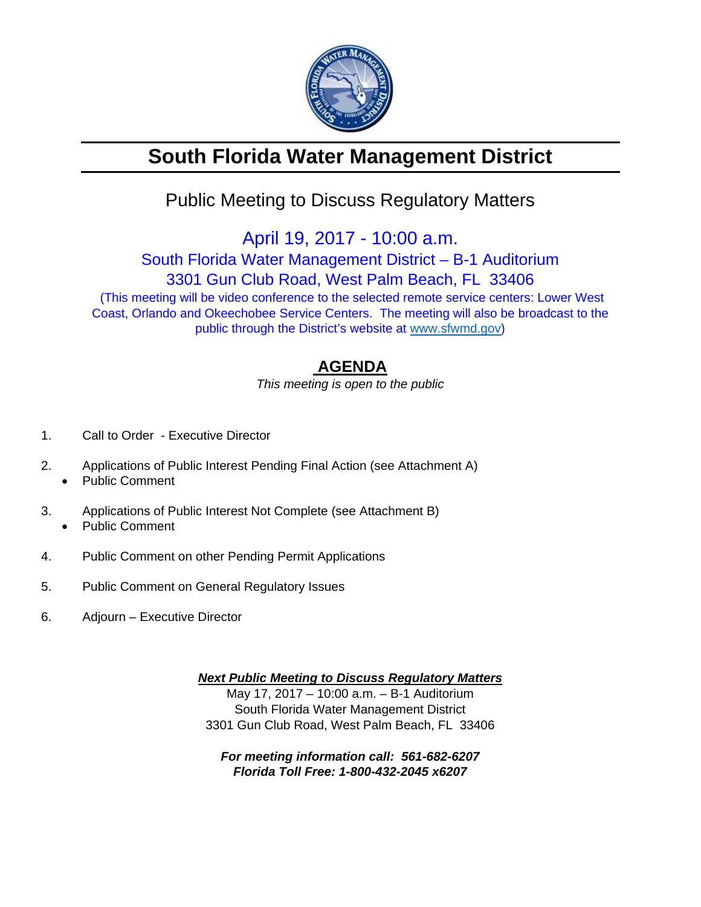# South Florida Water Management District

## Public Meeting to Discuss Regulatory Matters

April 19, 2017 - 10:00 a.m.
South Florida Water Management District – B-1 Auditorium
3301 Gun Club Road, West Palm Beach, FL 33406
(This meeting will be video conference to the selected remote service centers: Lower West Coast, Orlando and Okeechobee Service Centers. The meeting will also be broadcast to the public through the District's website at [www.sfwmd.gov](http://www.sfwmd.gov))

## AGENDA

*This meeting is open to the public*

1. Call to Order - Executive Director
2. Applications of Public Interest Pending Final Action (see Attachment A)
   - Public Comment
3. Applications of Public Interest Not Complete (see Attachment B)
   - Public Comment
4. Public Comment on other Pending Permit Applications
5. Public Comment on General Regulatory Issues
6. Adjourn – Executive Director

***Next Public Meeting to Discuss Regulatory Matters***
May 17, 2017 – 10:00 a.m. – B-1 Auditorium
South Florida Water Management District
3301 Gun Club Road, West Palm Beach, FL 33406

***For meeting information call: 561-682-6207***
***Florida Toll Free: 1-800-432-2045 x6207***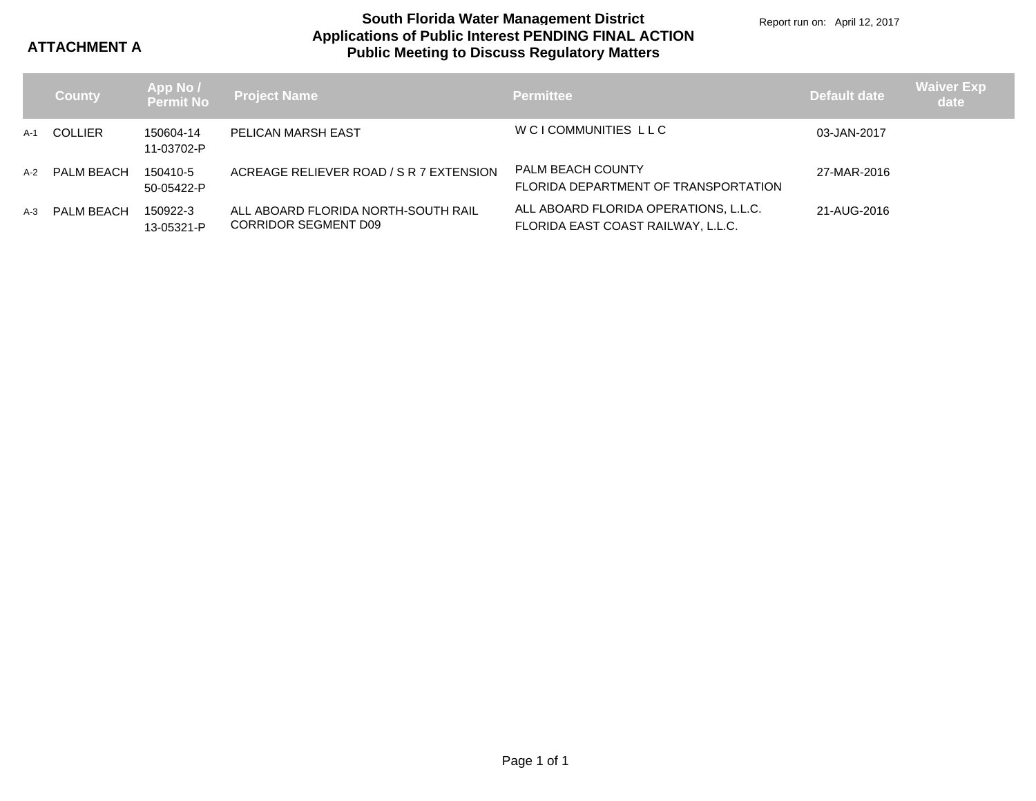**ATTACHMENT A**

# South Florida Water Management District
## Applications of Public Interest PENDING FINAL ACTION
## Public Meeting to Discuss Regulatory Matters

Report run on: April 12, 2017

| | County | App No / Permit No | Project Name | Permittee | Default date | Waiver Exp date |
|---|---|---|---|---|---|---|
| A-1 | COLLIER | 150604-14 11-03702-P | PELICAN MARSH EAST | W C I COMMUNITIES L L C | 03-JAN-2017 | |
| A-2 | PALM BEACH | 150410-5 50-05422-P | ACREAGE RELIEVER ROAD / S R 7 EXTENSION | PALM BEACH COUNTY FLORIDA DEPARTMENT OF TRANSPORTATION | 27-MAR-2016 | |
| A-3 | PALM BEACH | 150922-3 13-05321-P | ALL ABOARD FLORIDA NORTH-SOUTH RAIL CORRIDOR SEGMENT D09 | ALL ABOARD FLORIDA OPERATIONS, L.L.C. FLORIDA EAST COAST RAILWAY, L.L.C. | 21-AUG-2016 | |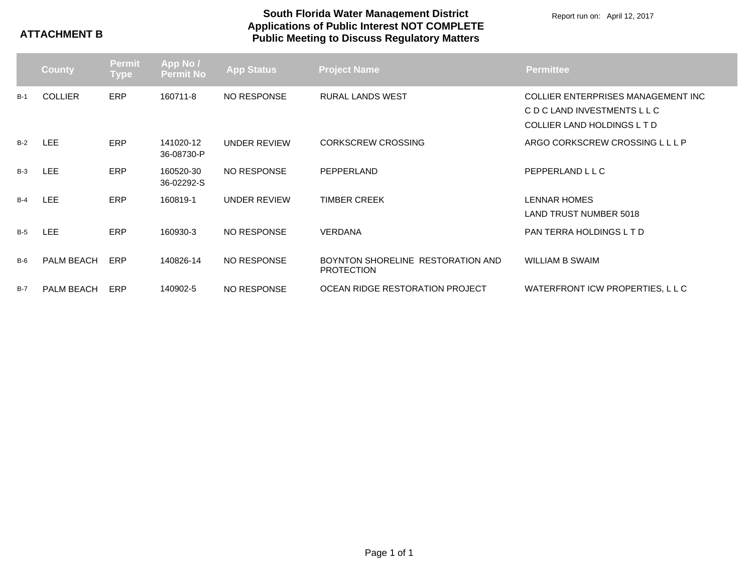**ATTACHMENT B**

# South Florida Water Management District
## Applications of Public Interest NOT COMPLETE
## Public Meeting to Discuss Regulatory Matters

Report run on: April 12, 2017

| | County | Permit Type | App No / Permit No | App Status | Project Name | Permittee |
|---|---|---|---|---|---|---|
| B-1 | COLLIER | ERP | 160711-8 | NO RESPONSE | RURAL LANDS WEST | COLLIER ENTERPRISES MANAGEMENT INC<br>C D C LAND INVESTMENTS L L C<br>COLLIER LAND HOLDINGS L T D |
| B-2 | LEE | ERP | 141020-12<br>36-08730-P | UNDER REVIEW | CORKSCREW CROSSING | ARGO CORKSCREW CROSSING L L L P |
| B-3 | LEE | ERP | 160520-30<br>36-02292-S | NO RESPONSE | PEPPERLAND | PEPPERLAND L L C |
| B-4 | LEE | ERP | 160819-1 | UNDER REVIEW | TIMBER CREEK | LENNAR HOMES<br>LAND TRUST NUMBER 5018 |
| B-5 | LEE | ERP | 160930-3 | NO RESPONSE | VERDANA | PAN TERRA HOLDINGS L T D |
| B-6 | PALM BEACH | ERP | 140826-14 | NO RESPONSE | BOYNTON SHORELINE RESTORATION AND PROTECTION | WILLIAM B SWAIM |
| B-7 | PALM BEACH | ERP | 140902-5 | NO RESPONSE | OCEAN RIDGE RESTORATION PROJECT | WATERFRONT ICW PROPERTIES, L L C |